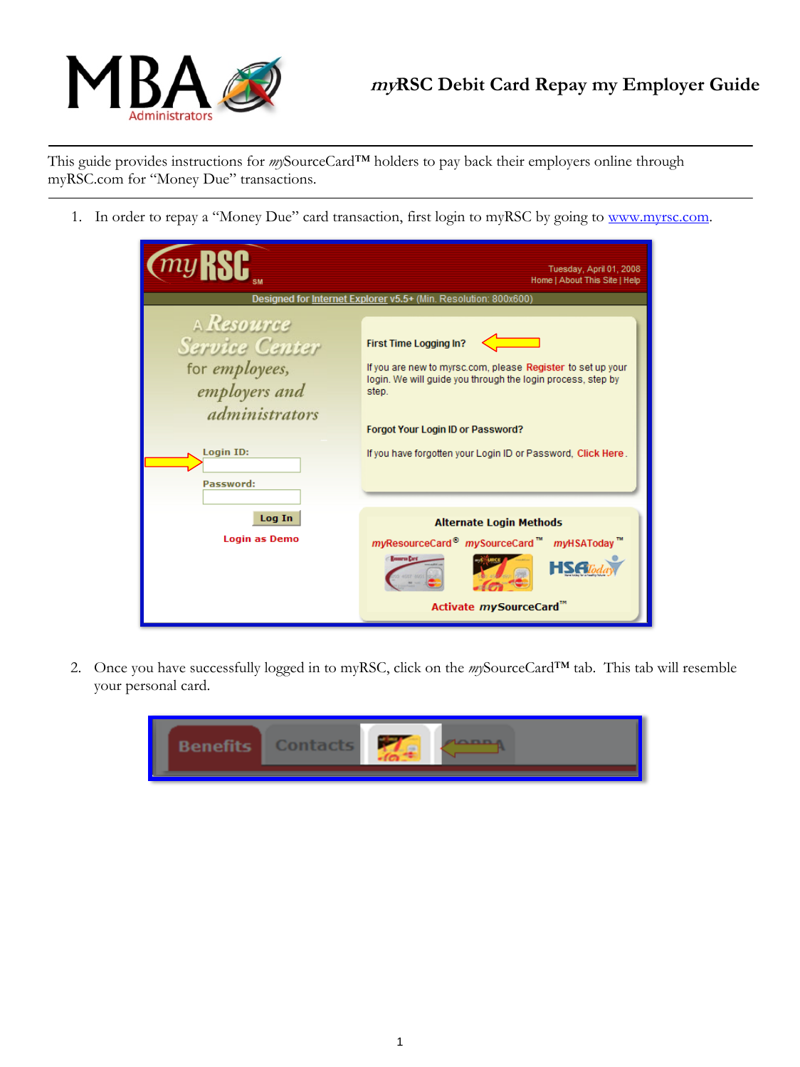# *my*RSC Debit Card Repay my Employer Guide

This guide provides instructions for *my*SourceCard™ holders to pay back their employers online through myRSC.com for "Money Due" transactions.

1. In order to repay a "Money Due" card transaction, first login to myRSC by going to [www.myrsc.com](www.myrsc.com).

2. Once you have successfully logged in to myRSC, click on the *my*SourceCard™ tab. This tab will resemble your personal card.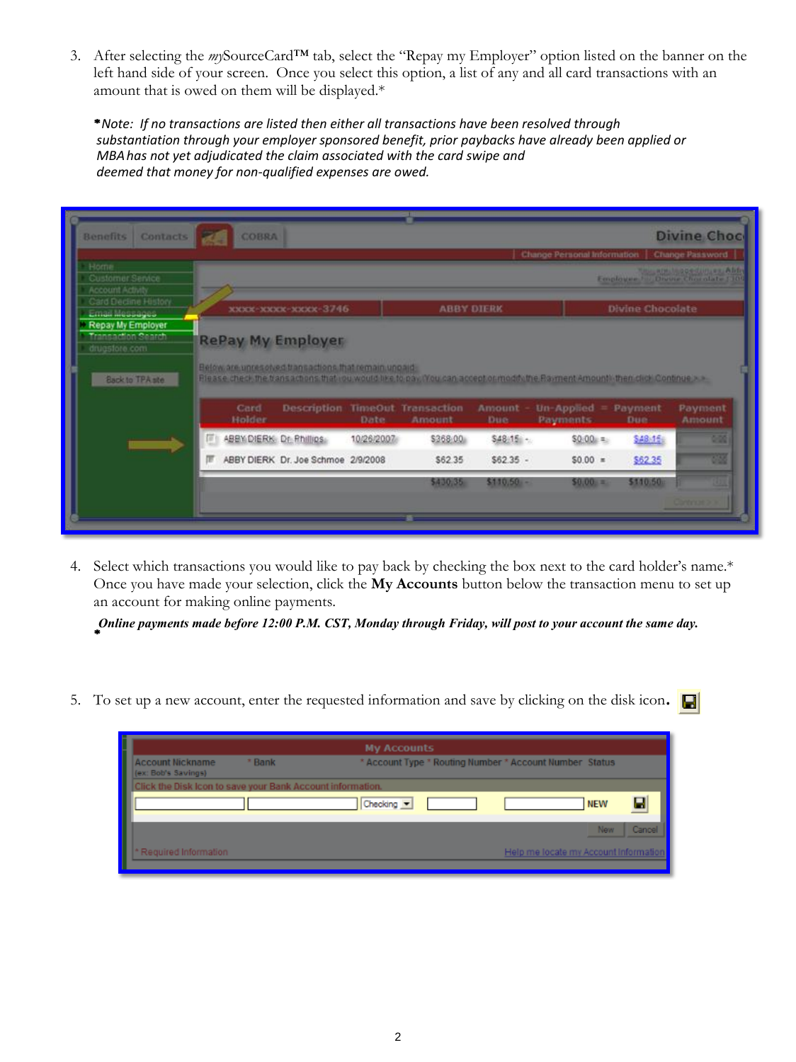3. After selecting the *my*SourceCard™ tab, select the "Repay my Employer" option listed on the banner on the left hand side of your screen. Once you select this option, a list of any and all card transactions with an amount that is owed on them will be displayed.*

   **Note: If no transactions are listed then either all transactions have been resolved through substantiation through your employer sponsored benefit, prior paybacks have already been applied or MBA has not yet adjudicated the claim associated with the card swipe and deemed that money for non-qualified expenses are owed.*

4. Select which transactions you would like to pay back by checking the box next to the card holder's name.* Once you have made your selection, click the **My Accounts** button below the transaction menu to set up an account for making online payments.

   ****Online payments made before 12:00 P.M. CST, Monday through Friday, will post to your account the same day.***

5. To set up a new account, enter the requested information and save by clicking on the disk icon.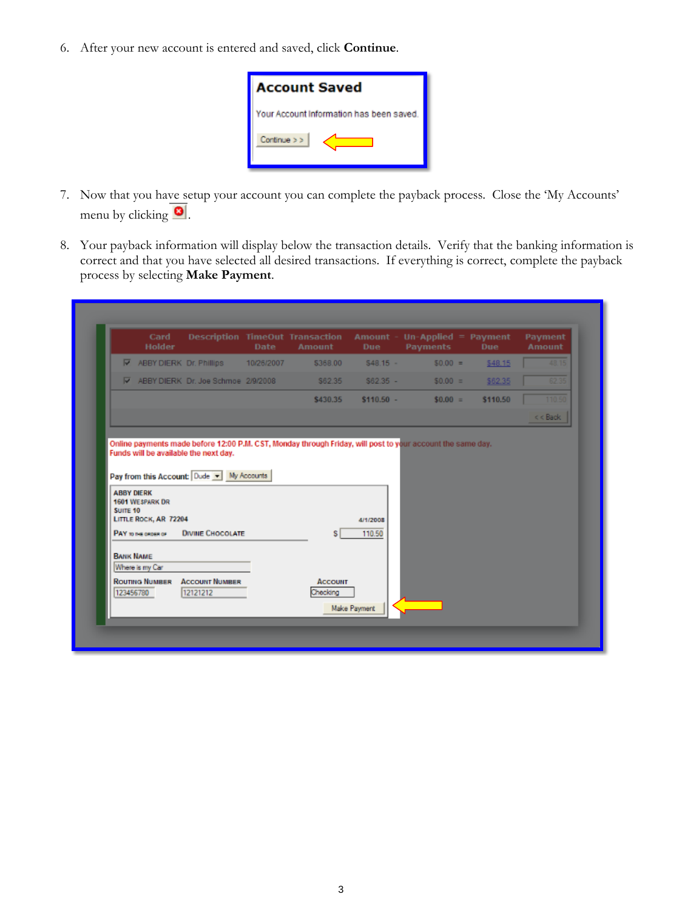6. After your new account is entered and saved, click **Continue**.

7. Now that you have setup your account you can complete the payback process. Close the 'My Accounts' menu by clicking .

8. Your payback information will display below the transaction details. Verify that the banking information is correct and that you have selected all desired transactions. If everything is correct, complete the payback process by selecting **Make Payment**.